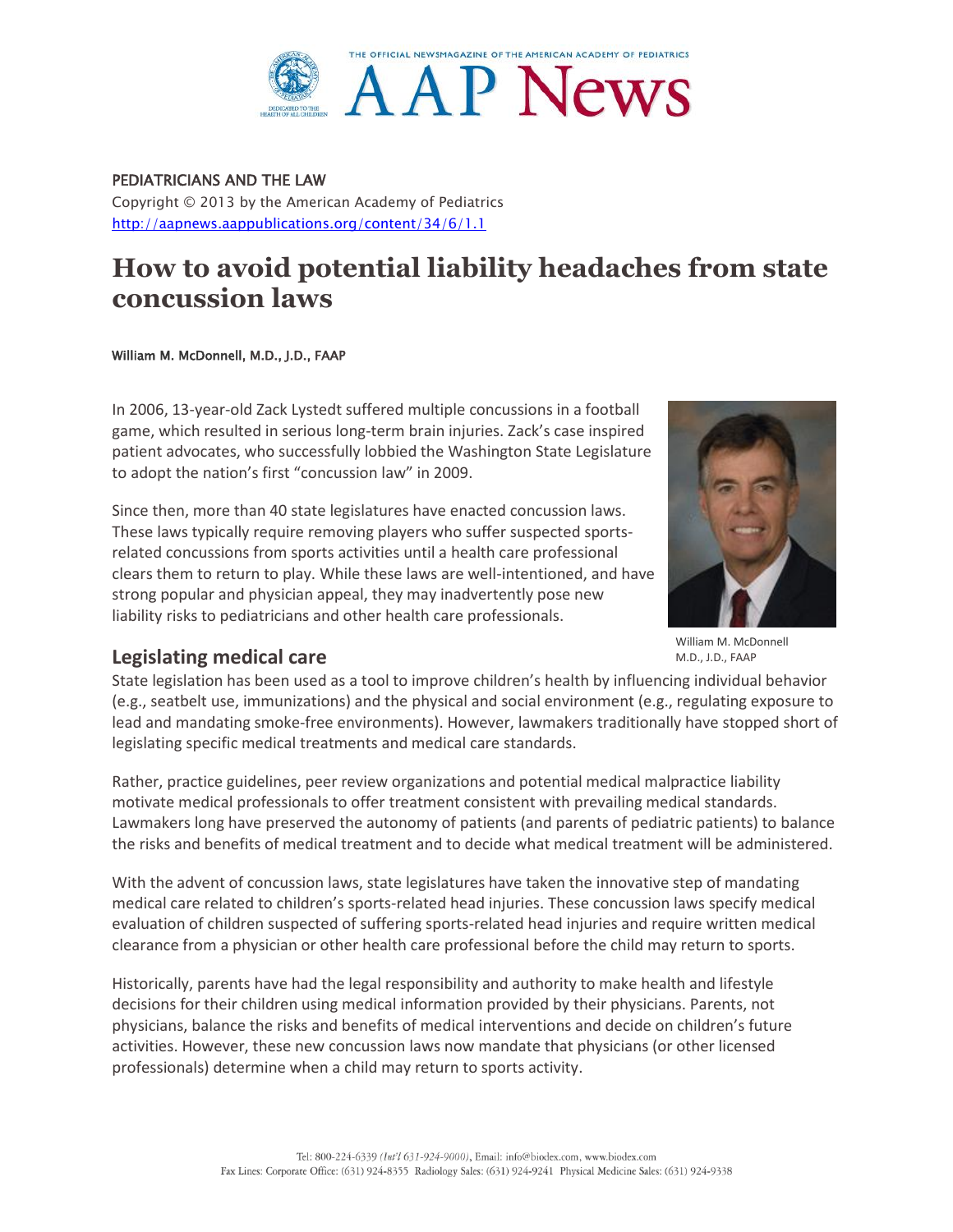PEDIATRICIANS AND THE LAW

Copyright © 2013 by the American Academy of Pediatrics

http://aapnews.aappublications.org/content/34/6/1.1

# How to avoid potential liability headaches from state concussion laws

**William M. McDonnell, M.D., J.D., FAAP**

In 2006, 13-year-old Zack Lystedt suffered multiple concussions in a football game, which resulted in serious long-term brain injuries. Zack's case inspired patient advocates, who successfully lobbied the Washington State Legislature to adopt the nation's first "concussion law" in 2009.

Since then, more than 40 state legislatures have enacted concussion laws. These laws typically require removing players who suffer suspected sports-related concussions from sports activities until a health care professional clears them to return to play. While these laws are well-intentioned, and have strong popular and physician appeal, they may inadvertently pose new liability risks to pediatricians and other health care professionals.

William M. McDonnell M.D., J.D., FAAP

## Legislating medical care

State legislation has been used as a tool to improve children's health by influencing individual behavior (e.g., seatbelt use, immunizations) and the physical and social environment (e.g., regulating exposure to lead and mandating smoke-free environments). However, lawmakers traditionally have stopped short of legislating specific medical treatments and medical care standards.

Rather, practice guidelines, peer review organizations and potential medical malpractice liability motivate medical professionals to offer treatment consistent with prevailing medical standards. Lawmakers long have preserved the autonomy of patients (and parents of pediatric patients) to balance the risks and benefits of medical treatment and to decide what medical treatment will be administered.

With the advent of concussion laws, state legislatures have taken the innovative step of mandating medical care related to children's sports-related head injuries. These concussion laws specify medical evaluation of children suspected of suffering sports-related head injuries and require written medical clearance from a physician or other health care professional before the child may return to sports.

Historically, parents have had the legal responsibility and authority to make health and lifestyle decisions for their children using medical information provided by their physicians. Parents, not physicians, balance the risks and benefits of medical interventions and decide on children's future activities. However, these new concussion laws now mandate that physicians (or other licensed professionals) determine when a child may return to sports activity.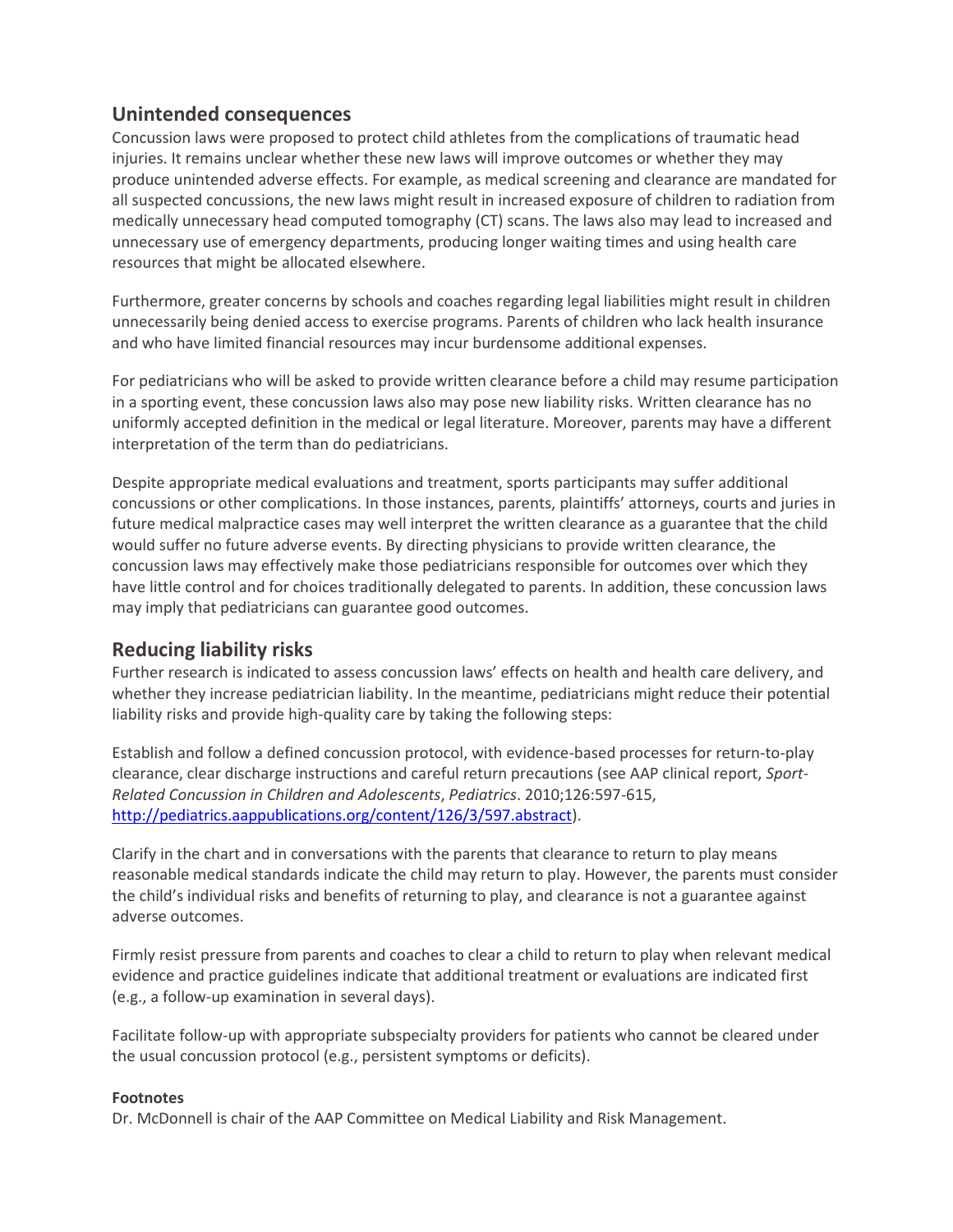## Unintended consequences

Concussion laws were proposed to protect child athletes from the complications of traumatic head injuries. It remains unclear whether these new laws will improve outcomes or whether they may produce unintended adverse effects. For example, as medical screening and clearance are mandated for all suspected concussions, the new laws might result in increased exposure of children to radiation from medically unnecessary head computed tomography (CT) scans. The laws also may lead to increased and unnecessary use of emergency departments, producing longer waiting times and using health care resources that might be allocated elsewhere.

Furthermore, greater concerns by schools and coaches regarding legal liabilities might result in children unnecessarily being denied access to exercise programs. Parents of children who lack health insurance and who have limited financial resources may incur burdensome additional expenses.

For pediatricians who will be asked to provide written clearance before a child may resume participation in a sporting event, these concussion laws also may pose new liability risks. Written clearance has no uniformly accepted definition in the medical or legal literature. Moreover, parents may have a different interpretation of the term than do pediatricians.

Despite appropriate medical evaluations and treatment, sports participants may suffer additional concussions or other complications. In those instances, parents, plaintiffs' attorneys, courts and juries in future medical malpractice cases may well interpret the written clearance as a guarantee that the child would suffer no future adverse events. By directing physicians to provide written clearance, the concussion laws may effectively make those pediatricians responsible for outcomes over which they have little control and for choices traditionally delegated to parents. In addition, these concussion laws may imply that pediatricians can guarantee good outcomes.

## Reducing liability risks

Further research is indicated to assess concussion laws' effects on health and health care delivery, and whether they increase pediatrician liability. In the meantime, pediatricians might reduce their potential liability risks and provide high-quality care by taking the following steps:

Establish and follow a defined concussion protocol, with evidence-based processes for return-to-play clearance, clear discharge instructions and careful return precautions (see AAP clinical report, *Sport-Related Concussion in Children and Adolescents*, *Pediatrics*. 2010;126:597-615, [http://pediatrics.aappublications.org/content/126/3/597.abstract](http://pediatrics.aappublications.org/content/126/3/597.abstract)).

Clarify in the chart and in conversations with the parents that clearance to return to play means reasonable medical standards indicate the child may return to play. However, the parents must consider the child's individual risks and benefits of returning to play, and clearance is not a guarantee against adverse outcomes.

Firmly resist pressure from parents and coaches to clear a child to return to play when relevant medical evidence and practice guidelines indicate that additional treatment or evaluations are indicated first (e.g., a follow-up examination in several days).

Facilitate follow-up with appropriate subspecialty providers for patients who cannot be cleared under the usual concussion protocol (e.g., persistent symptoms or deficits).

#### Footnotes

Dr. McDonnell is chair of the AAP Committee on Medical Liability and Risk Management.